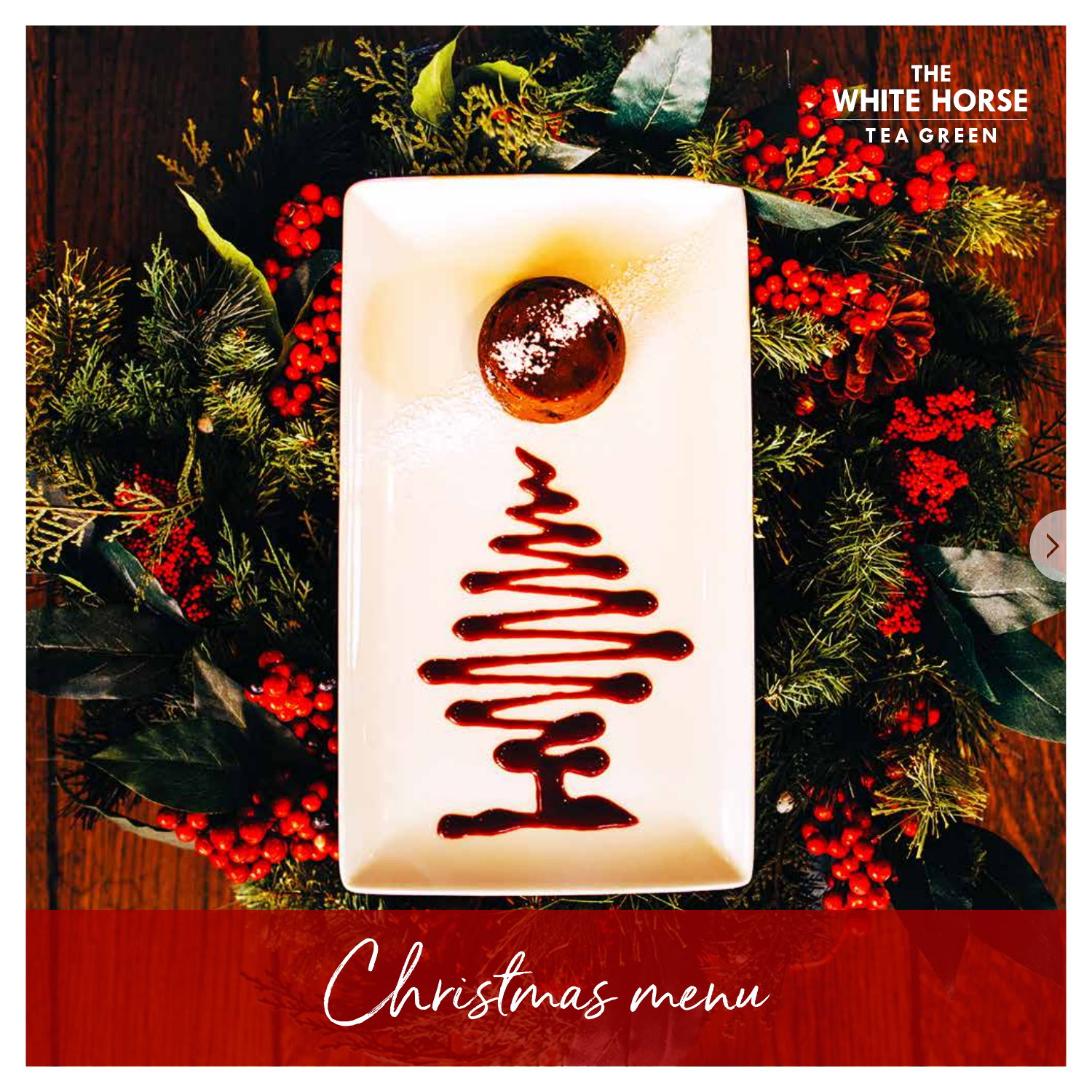THE
WHITE HORSE
TEA GREEN

# Christmas menu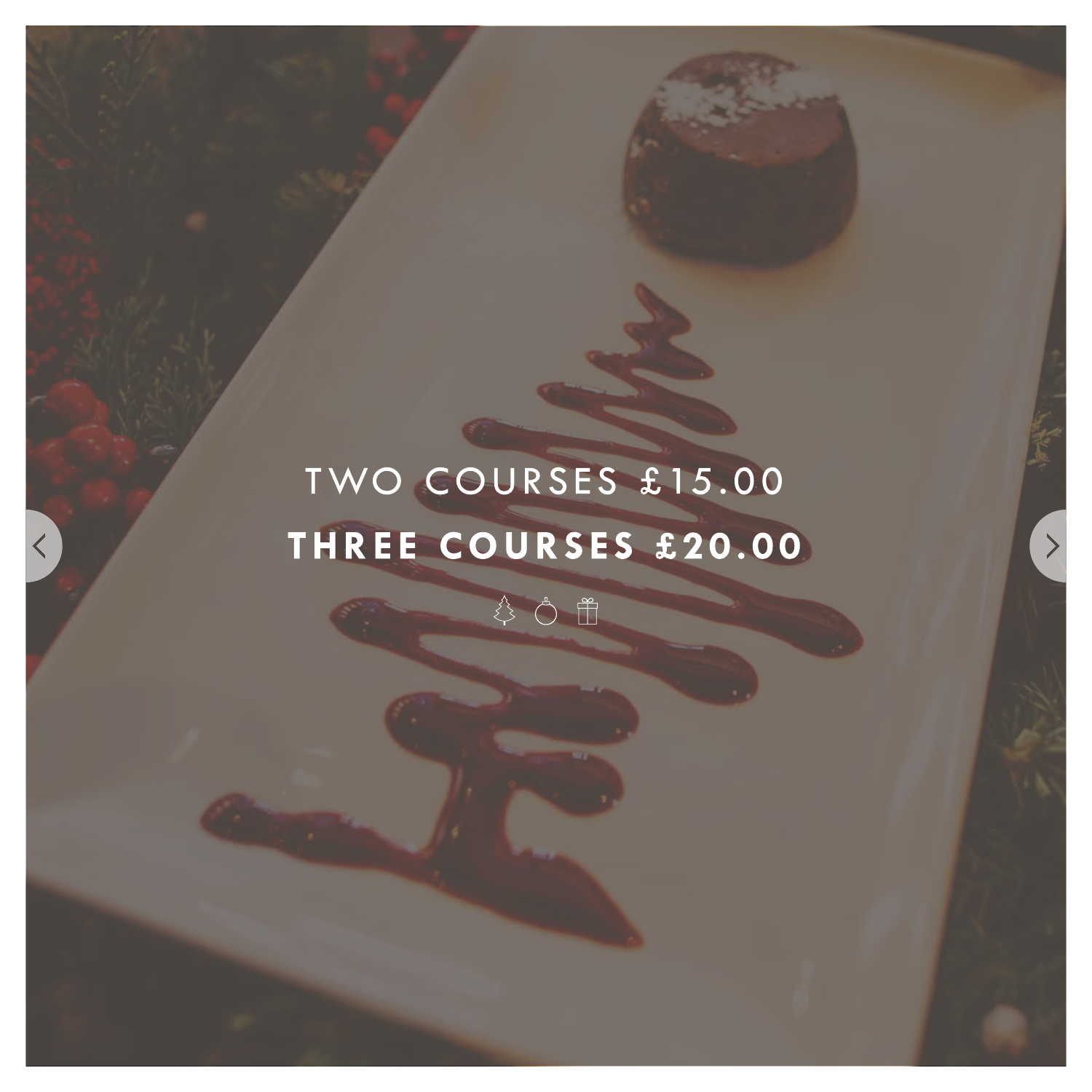TWO COURSES £15.00

**THREE COURSES £20.00**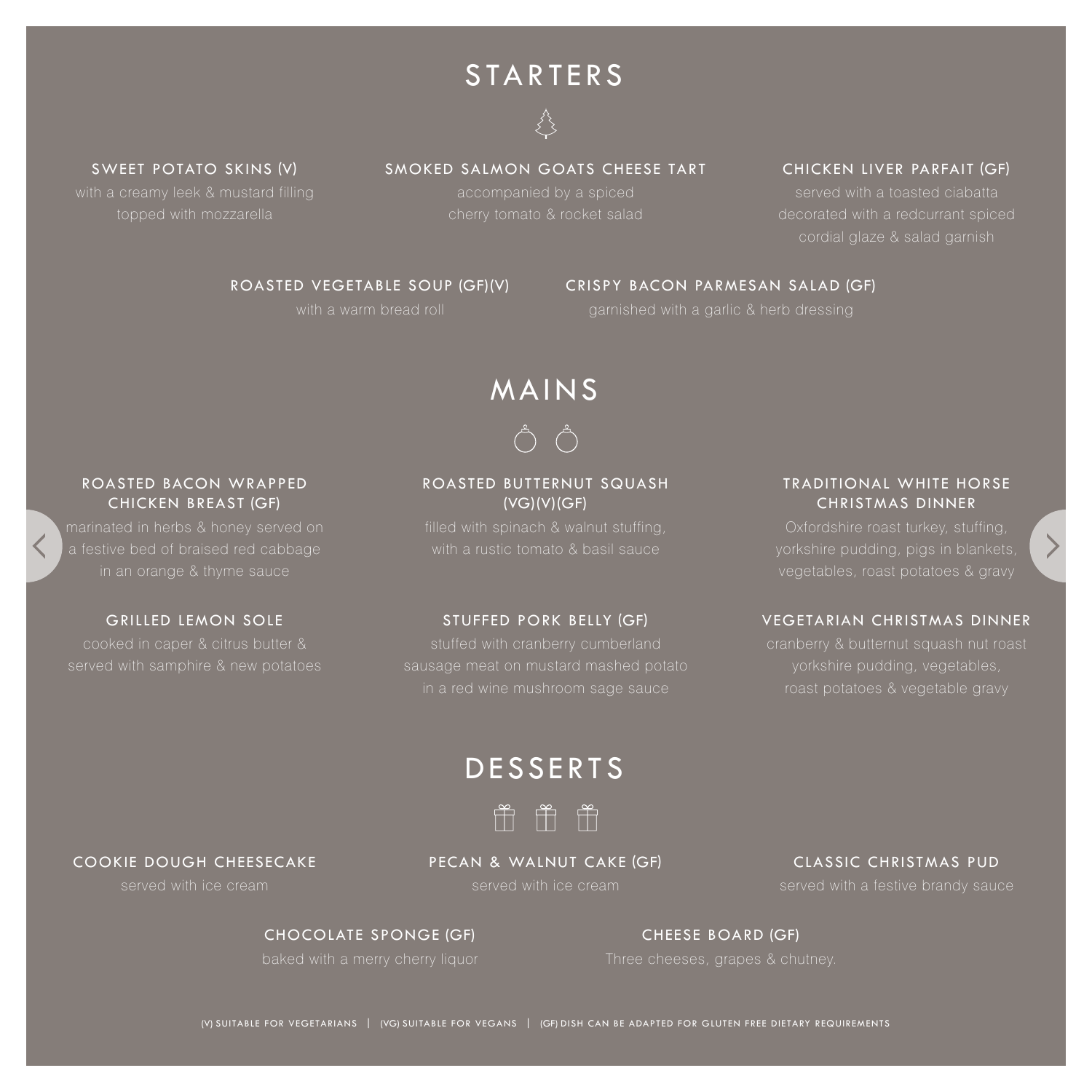# STARTERS

### SWEET POTATO SKINS (V)

with a creamy leek & mustard filling topped with mozzarella

### SMOKED SALMON GOATS CHEESE TART

accompanied by a spiced cherry tomato & rocket salad

### CHICKEN LIVER PARFAIT (GF)

served with a toasted ciabatta decorated with a redcurrant spiced cordial glaze & salad garnish

### ROASTED VEGETABLE SOUP (GF)(V)

with a warm bread roll

### CRISPY BACON PARMESAN SALAD (GF)

garnished with a garlic & herb dressing

# MAINS

### ROASTED BACON WRAPPED CHICKEN BREAST (GF)

marinated in herbs & honey served on a festive bed of braised red cabbage in an orange & thyme sauce

### ROASTED BUTTERNUT SQUASH (VG)(V)(GF)

filled with spinach & walnut stuffing, with a rustic tomato & basil sauce

### TRADITIONAL WHITE HORSE CHRISTMAS DINNER

Oxfordshire roast turkey, stuffing, yorkshire pudding, pigs in blankets, vegetables, roast potatoes & gravy

### GRILLED LEMON SOLE

cooked in caper & citrus butter & served with samphire & new potatoes

### STUFFED PORK BELLY (GF)

stuffed with cranberry cumberland sausage meat on mustard mashed potato in a red wine mushroom sage sauce

### VEGETARIAN CHRISTMAS DINNER

cranberry & butternut squash nut roast yorkshire pudding, vegetables, roast potatoes & vegetable gravy

# DESSERTS

### COOKIE DOUGH CHEESECAKE

served with ice cream

### PECAN & WALNUT CAKE (GF)

served with ice cream

### CLASSIC CHRISTMAS PUD

served with a festive brandy sauce

### CHOCOLATE SPONGE (GF)

baked with a merry cherry liquor

### CHEESE BOARD (GF)

Three cheeses, grapes & chutney.

(V) SUITABLE FOR VEGETARIANS | (VG) SUITABLE FOR VEGANS | (GF) DISH CAN BE ADAPTED FOR GLUTEN FREE DIETARY REQUIREMENTS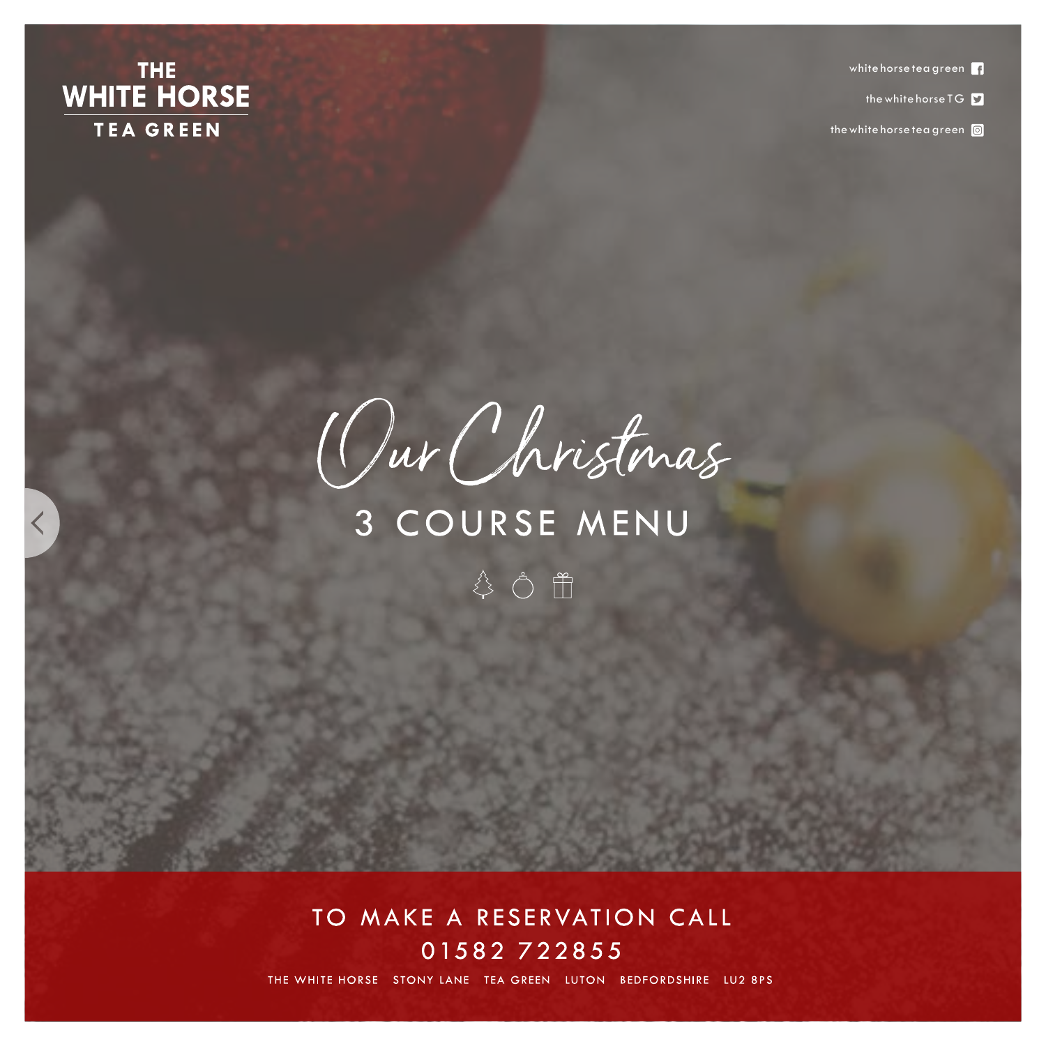# THE WHITE HORSE TEA GREEN

whitehorseteagreen

thewhitehorseTG

thewhitehorseteagreen

## Our Christmas

## 3 COURSE MENU

TO MAKE A RESERVATION CALL

01582 722855

THE WHITE HORSE   STONY LANE   TEA GREEN   LUTON   BEDFORDSHIRE   LU2 8PS